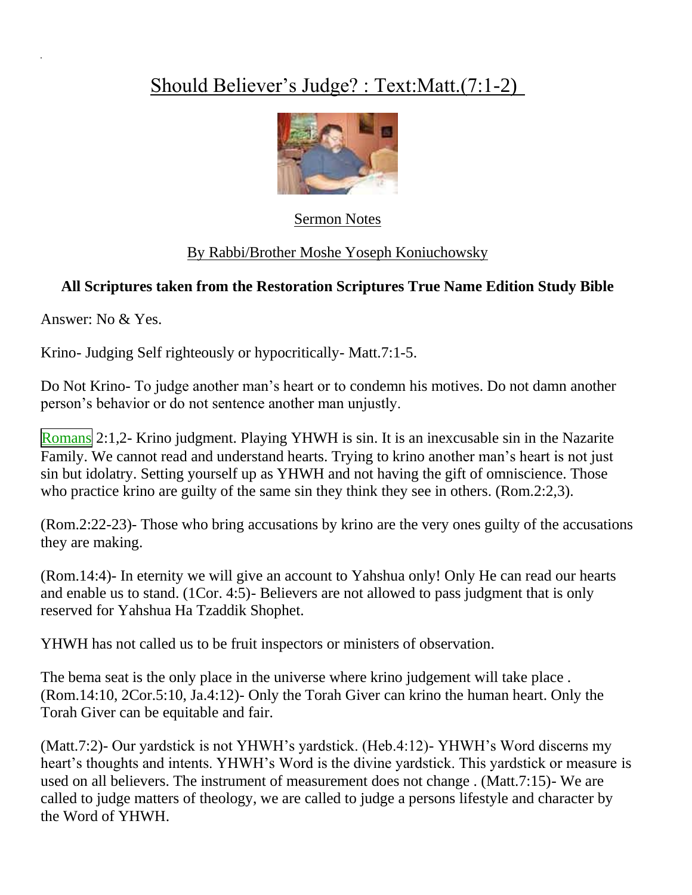# Should Believer's Judge? : Text:Matt.(7:1-2)

Sermon Notes

By Rabbi/Brother Moshe Yoseph Koniuchowsky

**All Scriptures taken from the Restoration Scriptures True Name Edition Study Bible**

Answer: No & Yes.

Krino- Judging Self righteously or hypocritically- Matt.7:1-5.

Do Not Krino- To judge another man's heart or to condemn his motives. Do not damn another person's behavior or do not sentence another man unjustly.

Romans 2:1,2- Krino judgment. Playing YHWH is sin. It is an inexcusable sin in the Nazarite Family. We cannot read and understand hearts. Trying to krino another man's heart is not just sin but idolatry. Setting yourself up as YHWH and not having the gift of omniscience. Those who practice krino are guilty of the same sin they think they see in others. (Rom.2:2,3).

(Rom.2:22-23)- Those who bring accusations by krino are the very ones guilty of the accusations they are making.

(Rom.14:4)- In eternity we will give an account to Yahshua only! Only He can read our hearts and enable us to stand. (1Cor. 4:5)- Believers are not allowed to pass judgment that is only reserved for Yahshua Ha Tzaddik Shophet.

YHWH has not called us to be fruit inspectors or ministers of observation.

The bema seat is the only place in the universe where krino judgement will take place . (Rom.14:10, 2Cor.5:10, Ja.4:12)- Only the Torah Giver can krino the human heart. Only the Torah Giver can be equitable and fair.

(Matt.7:2)- Our yardstick is not YHWH's yardstick. (Heb.4:12)- YHWH's Word discerns my heart's thoughts and intents. YHWH's Word is the divine yardstick. This yardstick or measure is used on all believers. The instrument of measurement does not change . (Matt.7:15)- We are called to judge matters of theology, we are called to judge a persons lifestyle and character by the Word of YHWH.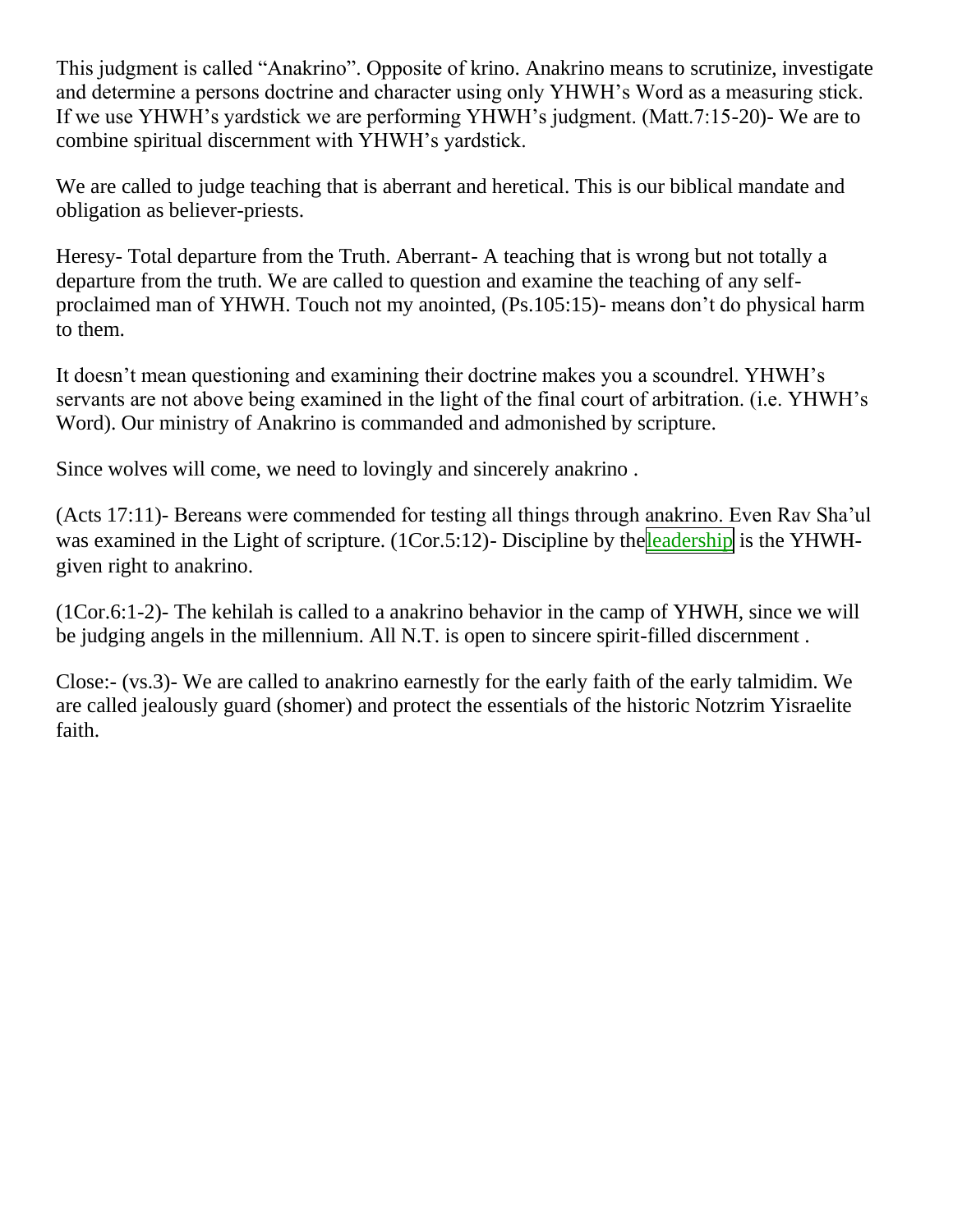This judgment is called “Anakrino”. Opposite of krino. Anakrino means to scrutinize, investigate and determine a persons doctrine and character using only YHWH’s Word as a measuring stick. If we use YHWH’s yardstick we are performing YHWH’s judgment. (Matt.7:15-20)- We are to combine spiritual discernment with YHWH’s yardstick.

We are called to judge teaching that is aberrant and heretical. This is our biblical mandate and obligation as believer-priests.

Heresy- Total departure from the Truth. Aberrant- A teaching that is wrong but not totally a departure from the truth. We are called to question and examine the teaching of any self-proclaimed man of YHWH. Touch not my anointed, (Ps.105:15)- means don’t do physical harm to them.

It doesn’t mean questioning and examining their doctrine makes you a scoundrel. YHWH’s servants are not above being examined in the light of the final court of arbitration. (i.e. YHWH’s Word). Our ministry of Anakrino is commanded and admonished by scripture.

Since wolves will come, we need to lovingly and sincerely anakrino .

(Acts 17:11)- Bereans were commended for testing all things through anakrino. Even Rav Sha’ul was examined in the Light of scripture. (1Cor.5:12)- Discipline by theleadership is the YHWH-given right to anakrino.

(1Cor.6:1-2)- The kehilah is called to a anakrino behavior in the camp of YHWH, since we will be judging angels in the millennium. All N.T. is open to sincere spirit-filled discernment .

Close:- (vs.3)- We are called to anakrino earnestly for the early faith of the early talmidim. We are called jealously guard (shomer) and protect the essentials of the historic Notzrim Yisraelite faith.